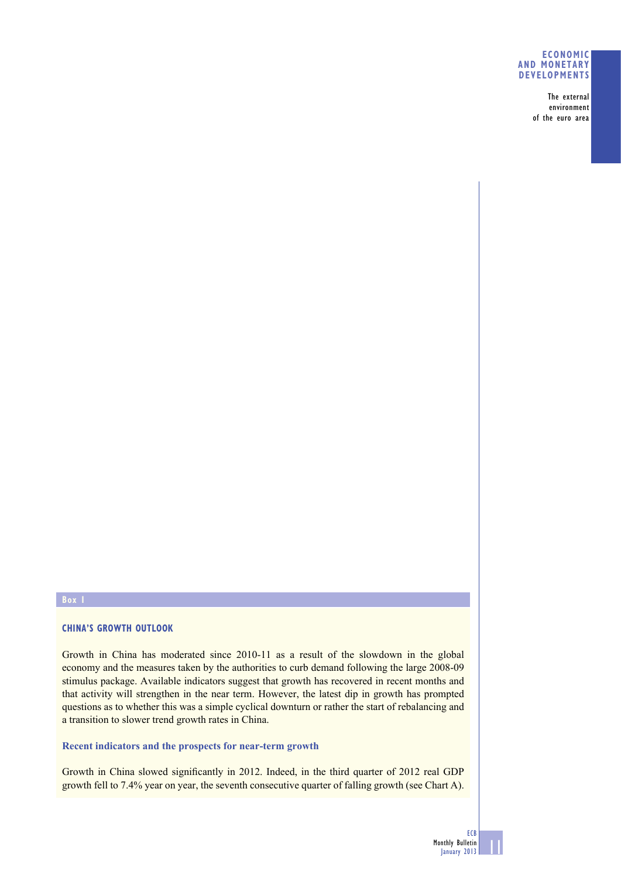Box 1

## CHINA'S GROWTH OUTLOOK

Growth in China has moderated since 2010-11 as a result of the slowdown in the global economy and the measures taken by the authorities to curb demand following the large 2008-09 stimulus package. Available indicators suggest that growth has recovered in recent months and that activity will strengthen in the near term. However, the latest dip in growth has prompted questions as to whether this was a simple cyclical downturn or rather the start of rebalancing and a transition to slower trend growth rates in China.

### Recent indicators and the prospects for near-term growth

Growth in China slowed significantly in 2012. Indeed, in the third quarter of 2012 real GDP growth fell to 7.4% year on year, the seventh consecutive quarter of falling growth (see Chart A).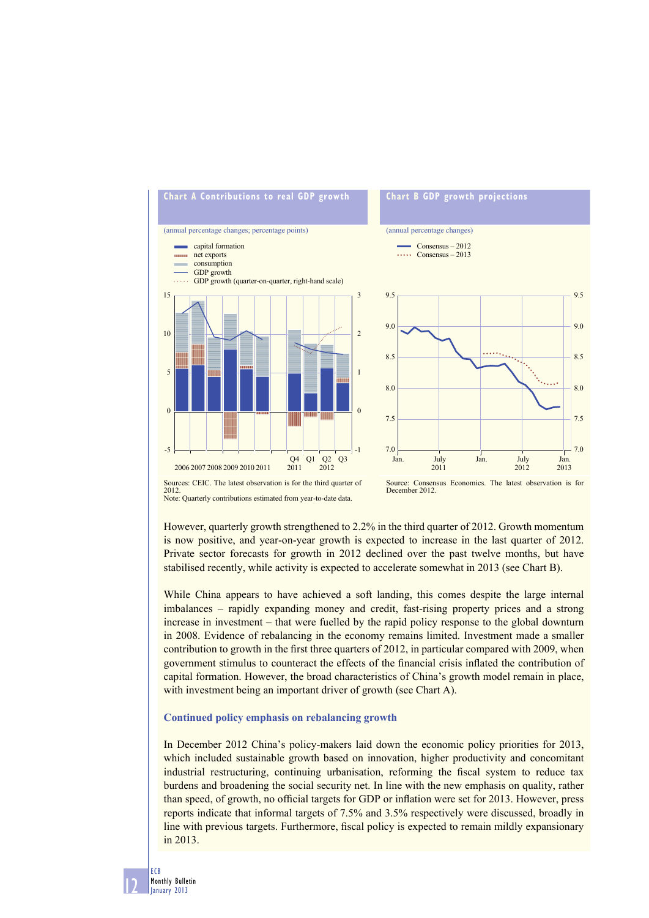**Chart A Contributions to real GDP growth**

(annual percentage changes; percentage points)

- capital formation
- net exports
- consumption
- GDP growth
- GDP growth (quarter-on-quarter, right-hand scale)

Sources: CEIC. The latest observation is for the third quarter of 2012.
Note: Quarterly contributions estimated from year-to-date data.

**Chart B GDP growth projections**

(annual percentage changes)

- Consensus – 2012
- Consensus – 2013

Source: Consensus Economics. The latest observation is for December 2012.

However, quarterly growth strengthened to 2.2% in the third quarter of 2012. Growth momentum is now positive, and year-on-year growth is expected to increase in the last quarter of 2012. Private sector forecasts for growth in 2012 declined over the past twelve months, but have stabilised recently, while activity is expected to accelerate somewhat in 2013 (see Chart B).

While China appears to have achieved a soft landing, this comes despite the large internal imbalances – rapidly expanding money and credit, fast-rising property prices and a strong increase in investment – that were fuelled by the rapid policy response to the global downturn in 2008. Evidence of rebalancing in the economy remains limited. Investment made a smaller contribution to growth in the first three quarters of 2012, in particular compared with 2009, when government stimulus to counteract the effects of the financial crisis inflated the contribution of capital formation. However, the broad characteristics of China's growth model remain in place, with investment being an important driver of growth (see Chart A).

### Continued policy emphasis on rebalancing growth

In December 2012 China's policy-makers laid down the economic policy priorities for 2013, which included sustainable growth based on innovation, higher productivity and concomitant industrial restructuring, continuing urbanisation, reforming the fiscal system to reduce tax burdens and broadening the social security net. In line with the new emphasis on quality, rather than speed, of growth, no official targets for GDP or inflation were set for 2013. However, press reports indicate that informal targets of 7.5% and 3.5% respectively were discussed, broadly in line with previous targets. Furthermore, fiscal policy is expected to remain mildly expansionary in 2013.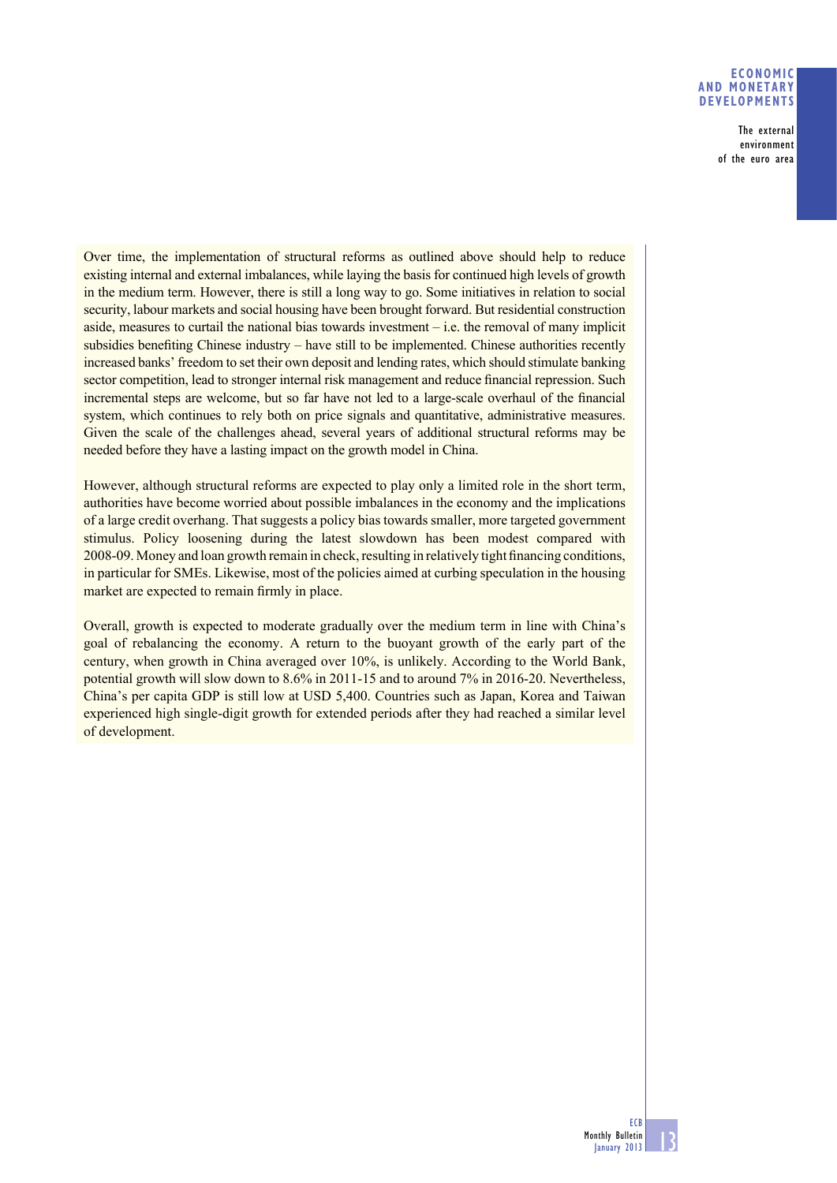Over time, the implementation of structural reforms as outlined above should help to reduce existing internal and external imbalances, while laying the basis for continued high levels of growth in the medium term. However, there is still a long way to go. Some initiatives in relation to social security, labour markets and social housing have been brought forward. But residential construction aside, measures to curtail the national bias towards investment – i.e. the removal of many implicit subsidies benefiting Chinese industry – have still to be implemented. Chinese authorities recently increased banks' freedom to set their own deposit and lending rates, which should stimulate banking sector competition, lead to stronger internal risk management and reduce financial repression. Such incremental steps are welcome, but so far have not led to a large-scale overhaul of the financial system, which continues to rely both on price signals and quantitative, administrative measures. Given the scale of the challenges ahead, several years of additional structural reforms may be needed before they have a lasting impact on the growth model in China.

However, although structural reforms are expected to play only a limited role in the short term, authorities have become worried about possible imbalances in the economy and the implications of a large credit overhang. That suggests a policy bias towards smaller, more targeted government stimulus. Policy loosening during the latest slowdown has been modest compared with 2008-09. Money and loan growth remain in check, resulting in relatively tight financing conditions, in particular for SMEs. Likewise, most of the policies aimed at curbing speculation in the housing market are expected to remain firmly in place.

Overall, growth is expected to moderate gradually over the medium term in line with China's goal of rebalancing the economy. A return to the buoyant growth of the early part of the century, when growth in China averaged over 10%, is unlikely. According to the World Bank, potential growth will slow down to 8.6% in 2011-15 and to around 7% in 2016-20. Nevertheless, China's per capita GDP is still low at USD 5,400. Countries such as Japan, Korea and Taiwan experienced high single-digit growth for extended periods after they had reached a similar level of development.